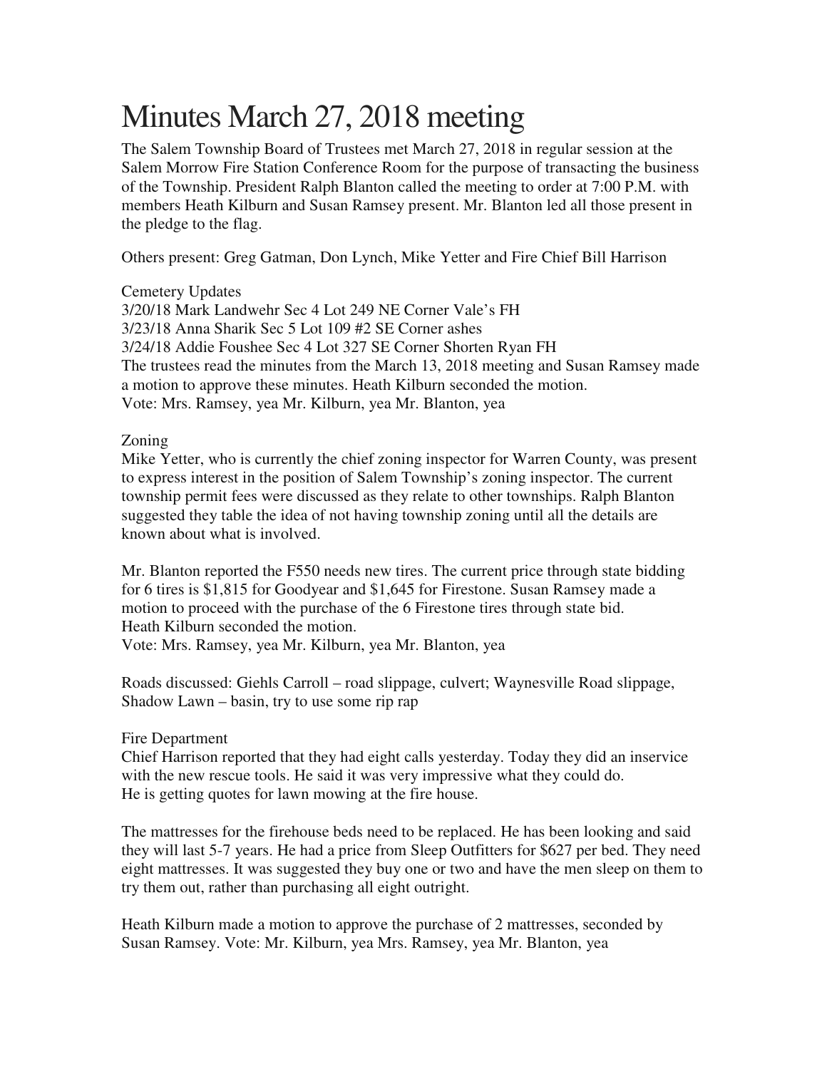# Minutes March 27, 2018 meeting

The Salem Township Board of Trustees met March 27, 2018 in regular session at the Salem Morrow Fire Station Conference Room for the purpose of transacting the business of the Township. President Ralph Blanton called the meeting to order at 7:00 P.M. with members Heath Kilburn and Susan Ramsey present. Mr. Blanton led all those present in the pledge to the flag.

Others present: Greg Gatman, Don Lynch, Mike Yetter and Fire Chief Bill Harrison

Cemetery Updates
3/20/18 Mark Landwehr Sec 4 Lot 249 NE Corner Vale's FH
3/23/18 Anna Sharik Sec 5 Lot 109 #2 SE Corner ashes
3/24/18 Addie Foushee Sec 4 Lot 327 SE Corner Shorten Ryan FH
The trustees read the minutes from the March 13, 2018 meeting and Susan Ramsey made a motion to approve these minutes. Heath Kilburn seconded the motion.
Vote: Mrs. Ramsey, yea Mr. Kilburn, yea Mr. Blanton, yea

Zoning
Mike Yetter, who is currently the chief zoning inspector for Warren County, was present to express interest in the position of Salem Township's zoning inspector. The current township permit fees were discussed as they relate to other townships. Ralph Blanton suggested they table the idea of not having township zoning until all the details are known about what is involved.

Mr. Blanton reported the F550 needs new tires. The current price through state bidding for 6 tires is $1,815 for Goodyear and $1,645 for Firestone. Susan Ramsey made a motion to proceed with the purchase of the 6 Firestone tires through state bid.
Heath Kilburn seconded the motion.
Vote: Mrs. Ramsey, yea Mr. Kilburn, yea Mr. Blanton, yea

Roads discussed: Giehls Carroll – road slippage, culvert; Waynesville Road slippage, Shadow Lawn – basin, try to use some rip rap

Fire Department
Chief Harrison reported that they had eight calls yesterday. Today they did an inservice with the new rescue tools. He said it was very impressive what they could do.
He is getting quotes for lawn mowing at the fire house.

The mattresses for the firehouse beds need to be replaced. He has been looking and said they will last 5-7 years. He had a price from Sleep Outfitters for $627 per bed. They need eight mattresses. It was suggested they buy one or two and have the men sleep on them to try them out, rather than purchasing all eight outright.

Heath Kilburn made a motion to approve the purchase of 2 mattresses, seconded by Susan Ramsey. Vote: Mr. Kilburn, yea Mrs. Ramsey, yea Mr. Blanton, yea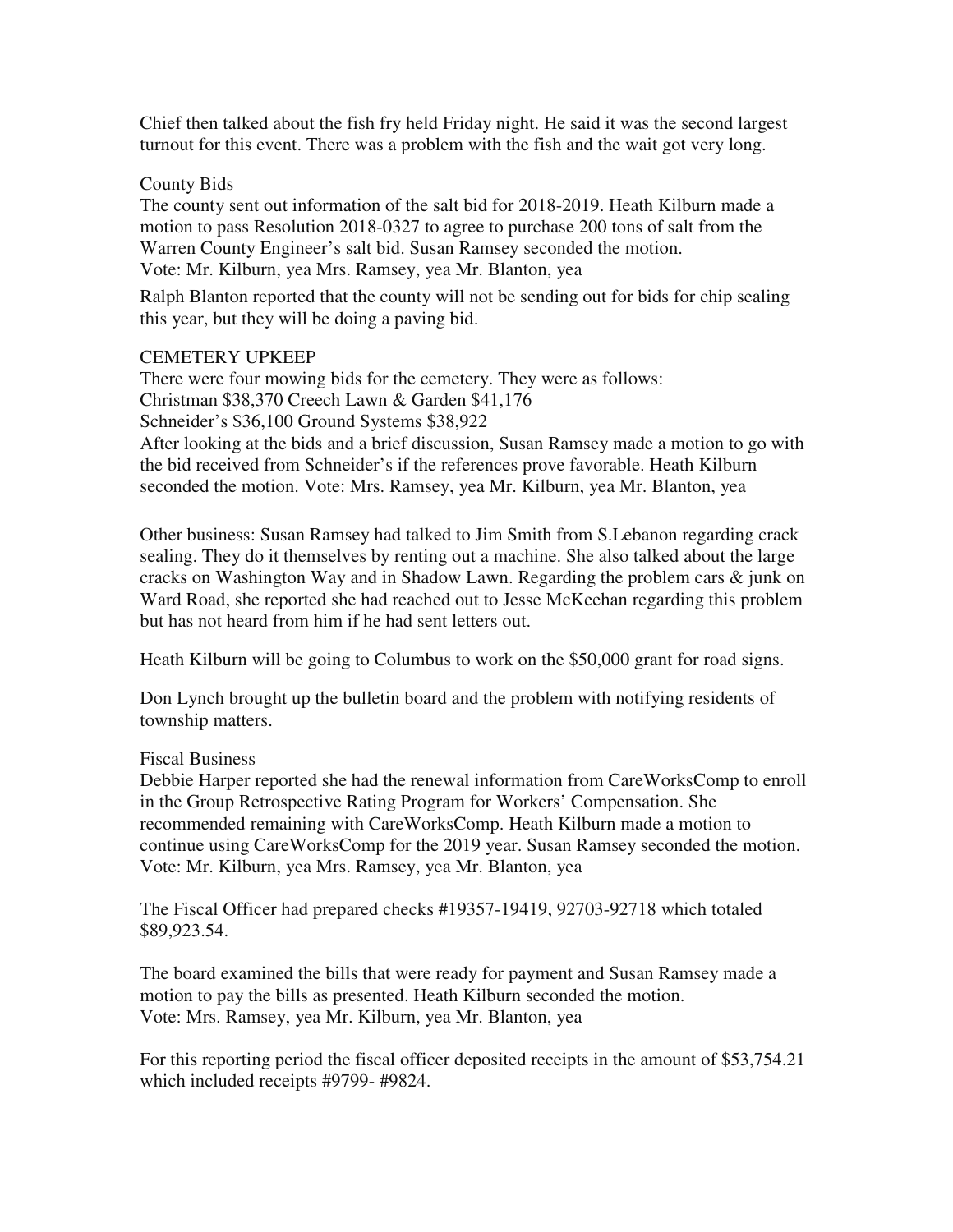Chief then talked about the fish fry held Friday night. He said it was the second largest turnout for this event. There was a problem with the fish and the wait got very long.

County Bids

The county sent out information of the salt bid for 2018-2019. Heath Kilburn made a motion to pass Resolution 2018-0327 to agree to purchase 200 tons of salt from the Warren County Engineer's salt bid. Susan Ramsey seconded the motion.
Vote: Mr. Kilburn, yea Mrs. Ramsey, yea Mr. Blanton, yea

Ralph Blanton reported that the county will not be sending out for bids for chip sealing this year, but they will be doing a paving bid.

CEMETERY UPKEEP

There were four mowing bids for the cemetery. They were as follows:
Christman $38,370 Creech Lawn & Garden $41,176
Schneider's $36,100 Ground Systems $38,922
After looking at the bids and a brief discussion, Susan Ramsey made a motion to go with the bid received from Schneider's if the references prove favorable. Heath Kilburn seconded the motion. Vote: Mrs. Ramsey, yea Mr. Kilburn, yea Mr. Blanton, yea

Other business: Susan Ramsey had talked to Jim Smith from S.Lebanon regarding crack sealing. They do it themselves by renting out a machine. She also talked about the large cracks on Washington Way and in Shadow Lawn. Regarding the problem cars & junk on Ward Road, she reported she had reached out to Jesse McKeehan regarding this problem but has not heard from him if he had sent letters out.

Heath Kilburn will be going to Columbus to work on the $50,000 grant for road signs.

Don Lynch brought up the bulletin board and the problem with notifying residents of township matters.

Fiscal Business

Debbie Harper reported she had the renewal information from CareWorksComp to enroll in the Group Retrospective Rating Program for Workers' Compensation. She recommended remaining with CareWorksComp. Heath Kilburn made a motion to continue using CareWorksComp for the 2019 year. Susan Ramsey seconded the motion.
Vote: Mr. Kilburn, yea Mrs. Ramsey, yea Mr. Blanton, yea

The Fiscal Officer had prepared checks #19357-19419, 92703-92718 which totaled $89,923.54.

The board examined the bills that were ready for payment and Susan Ramsey made a motion to pay the bills as presented. Heath Kilburn seconded the motion.
Vote: Mrs. Ramsey, yea Mr. Kilburn, yea Mr. Blanton, yea

For this reporting period the fiscal officer deposited receipts in the amount of $53,754.21 which included receipts #9799- #9824.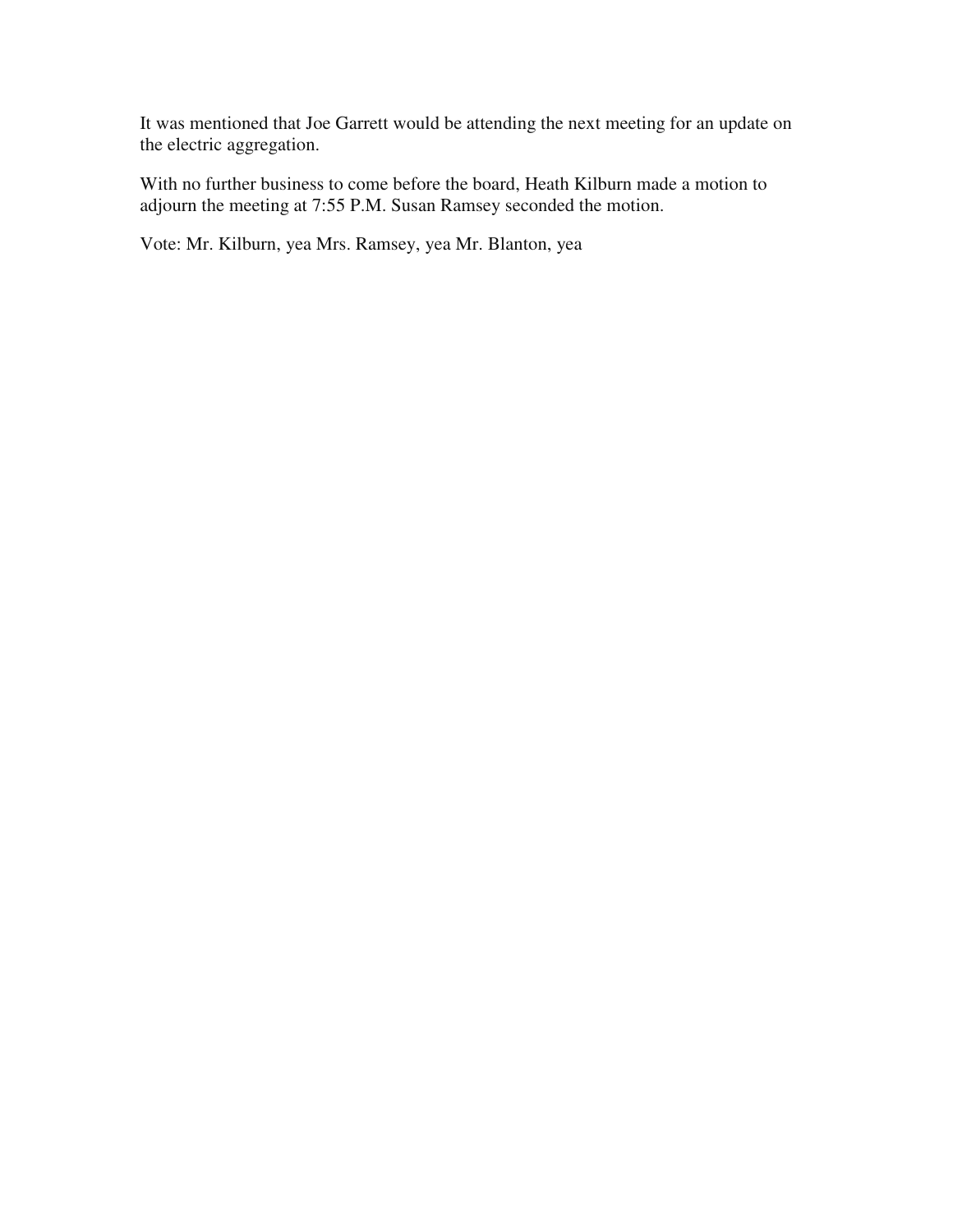It was mentioned that Joe Garrett would be attending the next meeting for an update on the electric aggregation.

With no further business to come before the board, Heath Kilburn made a motion to adjourn the meeting at 7:55 P.M. Susan Ramsey seconded the motion.

Vote: Mr. Kilburn, yea Mrs. Ramsey, yea Mr. Blanton, yea